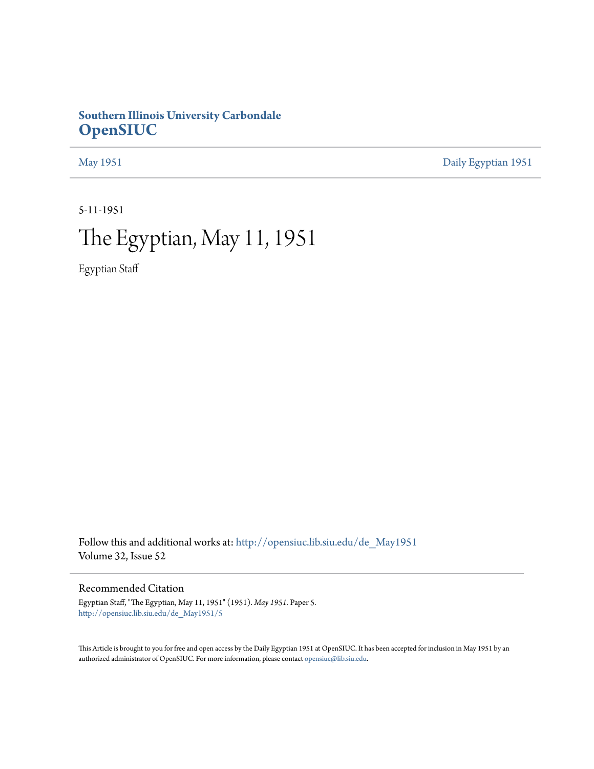**Southern Illinois University Carbondale**
# OpenSIUC

May 1951 | Daily Egyptian 1951

5-11-1951

# The Egyptian, May 11, 1951

Egyptian Staff

Follow this and additional works at: http://opensiuc.lib.siu.edu/de_May1951
Volume 32, Issue 52

## Recommended Citation

Egyptian Staff, "The Egyptian, May 11, 1951" (1951). *May 1951*. Paper 5.
http://opensiuc.lib.siu.edu/de_May1951/5

This Article is brought to you for free and open access by the Daily Egyptian 1951 at OpenSIUC. It has been accepted for inclusion in May 1951 by an authorized administrator of OpenSIUC. For more information, please contact opensiuc@lib.siu.edu.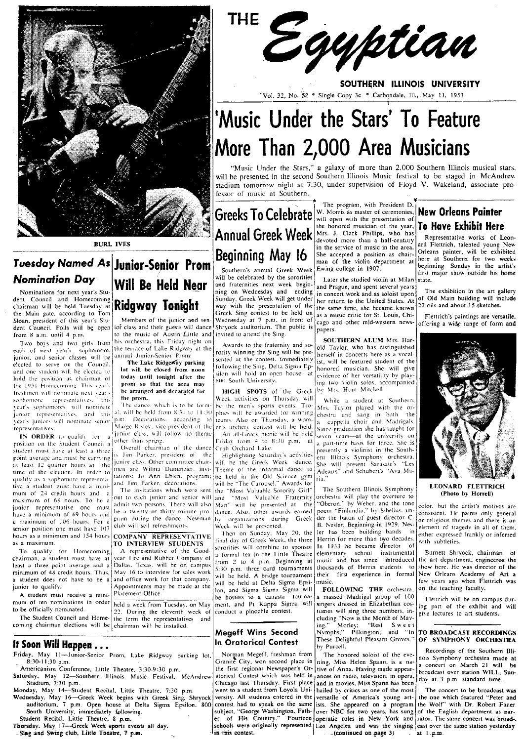# THE Egyptian

**SOUTHERN ILLINOIS UNIVERSITY**

Vol. 32, No. 52 * Single Copy 3c * Carbondale, Ill., May 11, 1951

# 'Music Under the Stars' To Feature More Than 2,000 Area Musicians

"Music Under the Stars," a galaxy of more than 2,000 Southern Illinois musical stars, will be presented in the second Southern Illinois Music festival to be staged in McAndrew stadium tomorrow night at 7:30, under supervision of Floyd V. Wakeland, associate professor of music at Southern.

The program, with President D. W. Morris as master of ceremonies, will open with the presentation of the honored musician of the year, Mrs. J. Clark Phillips, who has devoted more than a half-century in the service of music in the area. She accepted a position as chairman of the violin department at Ewing college in 1907.

Later she studied violin at Milan and Prague, and spent several years in concert work and as soloist upon her return to the United States. At the same time, she became known as a music critic for St. Louis, Chicago and other mid-western newspapers.

**SOUTHERN ALUM** Mrs. Harold Taylor, who has distinguished herself in concerts here as a vocalist, will be featured student of the honored musician. She will give evidence of her versatility by playing two violin solos, accompanied by Mrs. Hunt Mitchell.

While a student at Southern, Mrs. Taylor played with the orchestra and sang in both the a cappella choir and Madrigals. Since graduation she has taught for seven years—at the university on a part-time basis for three. She is presently a violinist in the Southern Illinois Symphony orchestra. She will present Sarasate's "Les Adeaux" and Schubert's "Ava Maria."

The Southern Illinois Symphony orchestra will play the overture to "Oberon," by Weber, and the tone poem "Finlandia," by Sibelius, under the baton of guest director C. B. Nesler. Beginning in 1929, Nesler has been building bands in Herrin for more than two decades. In 1933 he became director of elementary school instrumental music and has since introduced thousands of Herrin students to their first experience in formal music.

**FOLLOWING THE** orchestra, a massed Madrigal group of 100 singers dressed in Elizabethan costumes will sing three numbers, including "Now is the Month of Maying," Morley; "Rest Sweet Nymphs," Pilkington; and "In These Delightful Pleasant Groves," by Purcell.

The honored soloist of the evening, Miss Helen Spann, is a native of Anna. Having made appearances on radio, television, in opera, and in movies, Miss Spann has been hailed by critics as one of the most versatile of America's young artists. She appeared on a program over NBC for two years, has sung operatic roles in New York and Los Angeles, and was the singing (continued on page 3)

BURL IVES

## Tuesday Named As Nomination Day

Nominations for next year's Student Council and Homecoming chairman will be held Tuesday at the Main gate, according to Tom Sloan, president of this year's Student Council. Polls will be open from 8 a.m. until 4 p.m.

Two boys and two girls from each of next year's sophomore, junior, and senior classes will be elected to serve on the Council, and one student will be elected to hold the position as chairman of the 1951 Homecoming. This year's freshmen will nominate next year's sophomore representatives, this year's sophomores will nominate junior representatives, and this year's juniors will nominate senior representatives.

**IN ORDER** to qualify for a position on the Student Council a student must have at least a three point average and must be carrying at least 12 quarter hours at the time of the election. In order to qualify as a sophomore representative a student must have a minimum of 24 credit hours and a maximum of 68 hours. To be a junior representative one must have a minimum of 69 hours and a maximum of 106 hours. For a senior position one must have 107 hours as a minimum and 154 hours as a maximum.

To qualify for Homecoming chairman, a student must have at least a three point average and a minimum of 48 credit hours. Thus, a student does not have to be a junior to qualify.

A student must receive a minimum of ten nominations in order to be officially nominated.

The Student Council and Homecoming chairman elections will be held a week from Tuesday, on May 22. During the eleventh week of the term the representatives and chairman will be installed.

## Junior-Senior Prom Will Be Held Near Ridgway Tonight

Members of the junior and senior class and their guests will dance to the music of Austin Little and his orchestra, this Friday night on the terrace of Lake Ridgway at the annual Junior-Senior Prom.

**The Lake Ridgeway parking lot will be closed from noon today until tonight after the prom so that the area may be arranged and decorated for the prom.**

The dance, which is to be formal, will be held from 8:30 to 11:30 p.m. Decorations, according to Marge Risley, vice-president of the junior class, will follow no theme other than spring.

Overall chairman of the dance is Jim Parker, president of the junior class. Other committee chairmen are Wilma Dummeier, invitations; Jo Ann Eblen, program; and Jim Parker, decorations.

The invitations which were sent out to each junior and senior will admit two persons. There will also be a twenty or thirty minute program during the dance. Newman club will sell refreshments.

### COMPANY REPRESENTATIVE TO INTERVIEW STUDENTS

A representative of the Goodyear Tire and Rubber Company of Dallas, Texas, will be on campus May 16 to interview for sales work and office work for that company. Appointments may be made at the Placement Office.

## Greeks To Celebrate Annual Greek Week Beginning May 16

Southern's annual Greek Week will be celebrated by the sororities and fraternities next week beginning on Wednesday and ending Sunday. Greek Week will get under way with the presentation of the Greek Sing contest to be held on Wednesday at 7 p.m. in front of Shryock auditorium. The public is invited to attend the Sing.

Awards to the fraternity and sorority winning the Sing will be presented at the contest. Immediately following the Sing, Delta Sigma Epsilon will hold an open house at 800 South University.

**HIGH SPOTS** of the Greek Week activities on Thursday will be the men's sports events. Trophies will be awarded for winning teams. Also on Thursday, a women's archery contest will be held.

An all-Greek picnic will be held Friday from 4 to 8:30 p.m. at Crab Orchard Lake.

Highlighting Saturday's activities will be the Greek Week dance. Theme of the informal dance to be held in the Old Science gym will be "The Carousel." Awards for the "Most Valuable Sorority Girl" and "Most Valuable Fraternity Man" will be presented at the dance. Also, other awards earned by organizations during Greek Week will be presented.

Then on Sunday, May 20, the final day of Greek Week, the three sororities will combine to sponsor a formal tea in the Little Theatre from 2 to 4 p.m. Beginning at 5:30 p.m. three card tournaments will be held. A bridge tournament will be held at Delta Sigma Epsilon, and Sigma Sigma Sigma will be hostess to a canasta tournament, and Pi Kappa Sigma will conduct a pinochle contest.

## Megeff Wins Second In Oratorical Contest

Norman Megeff, freshman from Granite City, won second place in the first regional Newspaper's Oratorical Contest which was held in Chicago last Thursday. First place went to a student from Loyola University. All students entered in the contest had to speak on the same subject, "George Washington, Father of His Country." Fourteen schools were originally represented in this contest.

## New Orleans Painter To Have Exhibit Here

Representative works of Leonard Flettrich, talented young New Orleans painter, will be exhibited here at Southern for two weeks beginning Sunday in the artist's first major show outside his home state.

The exhibition in the art gallery of Old Main building will include 22 oils and about 15 sketches.

Flettrich's paintings are versatile, offering a wide range of form and color, but the artist's motives are consistent. He paints only general or religious themes and there is an element of tragedy in all of them, either expressed frankly or inferred with subtleties.

LEONARD FLETTRICH (Photo by Horrell)

Burnett Shryock, chairman of the art department, engineered the show here. He was director of the New Orleans Academy of Art a few years ago when Flettrich was on the teaching faculty.

Flettrich will be on campus during part of the exhibit and will give lectures to art students.

### TO BROADCAST RECORDINGS OF SYMPHONY ORCHESTRA

Recordings of the Southern Illinois Symphony orchestra made at a concert on March 21 will be broadcast over station WILL, Sunday at 3 p.m. standard time.

The concert to be broadcast was the one which featured "Peter and the Wolf" with Dr. Robert Faner of the English department as narrator. The same concert was broadcast over the same station yesterday at 1 p.m.

## It Soon Will Happen . . .

Friday, May 11—Junior-Senior Prom, Lake Ridgway parking lot, 8:30-11:30 p.m.
Americanism Conference, Little Theatre, 3:30-9:30 p.m.

Saturday, May 12—Southern Illinois Music Festival, McAndrew Stadium, 7:30 p.m.

Monday, May 14—Student Recital, Little Theatre, 7:30 p.m.

Wednesday, May 16—Greek Week begins with Greek Sing, Shryock auditorium, 7 p.m. Open house at Delta Sigma Epsilon, 800 South University, immediately following.
Student Recital, Little Theatre, 8 p.m.

Thursday, May 17—Greek Week sports events all day.
Sing and Swing club, Little Theatre, 7 p.m.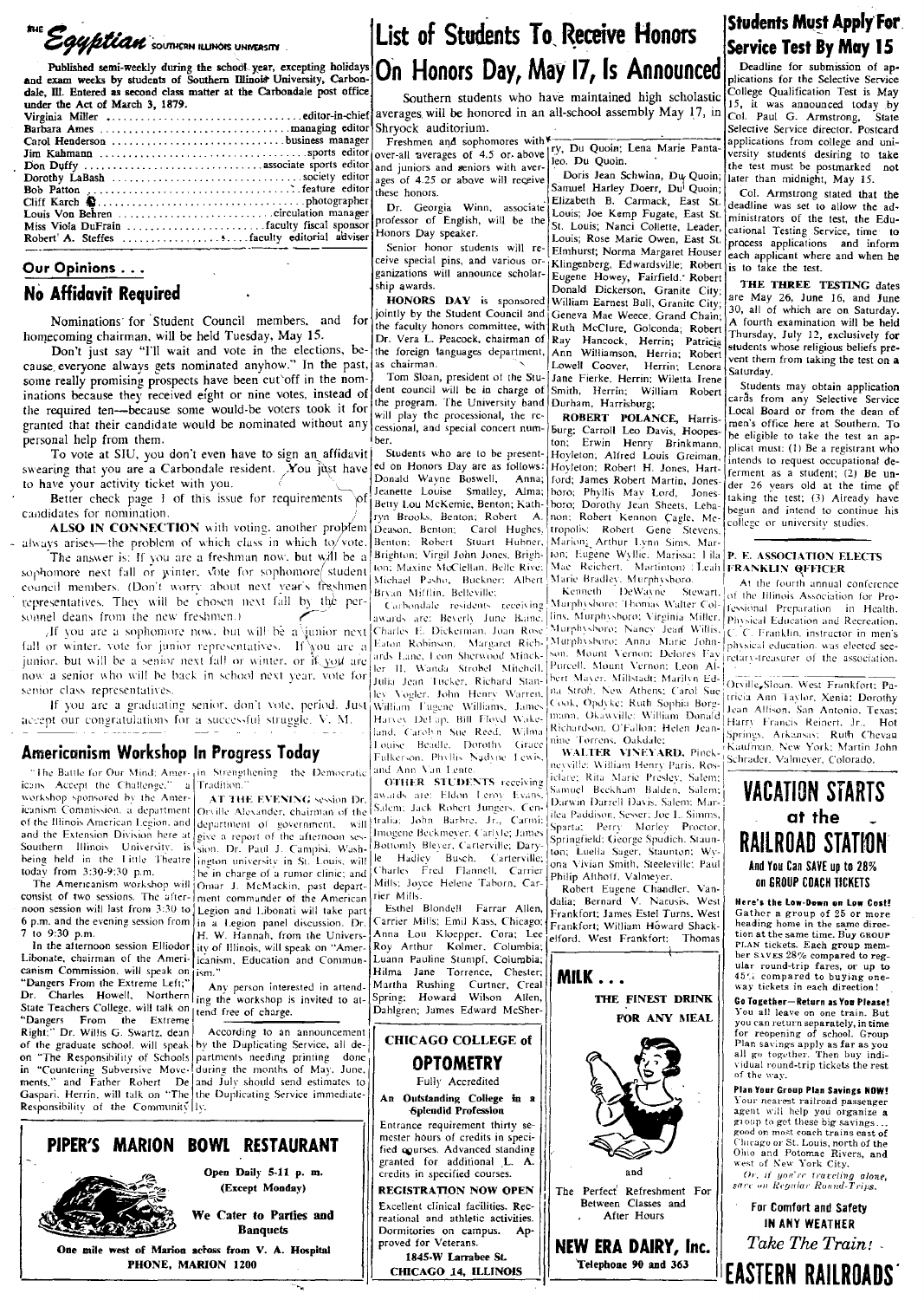# The Egyptian — Southern Illinois University

Published semi-weekly during the school year, excepting holidays and exam weeks by students of Southern Illinois University, Carbondale, Ill. Entered as second class matter at the Carbondale post office under the Act of March 3, 1879.

Virginia Miller .......... editor-in-chief
Barbara Ames .......... managing editor
Carol Henderson .......... business manager
Jim Kahmann .......... sports editor
Don Duffy .......... associate sports editor
Dorothy LaBash .......... society editor
Bob Patton .......... feature editor
Cliff Karch .......... photographer
Louis Von Behren .......... circulation manager
Miss Viola DuFrain .......... faculty fiscal sponsor
Robert A. Steffes .......... faculty editorial adviser

## Our Opinions . . .

## No Affidavit Required

Nominations for Student Council members, and for homecoming chairman, will be held Tuesday, May 15.

Don't just say "I'll wait and vote in the elections, because everyone always gets nominated anyhow." In the past, some really promising prospects have been cut off in the nominations because they received eight or nine votes, instead of the required ten—because some would-be voters took it for granted that their candidate would be nominated without any personal help from them.

To vote at SIU, you don't even have to sign an affidavit swearing that you are a Carbondale resident. You just have to have your activity ticket with you.

Better check page 1 of this issue for requirements of candidates for nomination.

**ALSO IN CONNECTION** with voting, another problem always arises—the problem of which class in which to vote.

The answer is: If you are a freshman now, but will be a sophomore next fall or winter, vote for sophomore student council members. (Don't worry about next year's freshmen representatives. They will be chosen next fall by the personnel deans from the new freshmen.)

If you are a sophomore now, but will be a junior next fall or winter, vote for junior representatives. If you are a junior, but will be a senior next fall or winter, or if you are now a senior who will be back in school next year, vote for senior class representatives.

If you are a graduating senior, don't vote, period. Just accept our congratulations for a successful struggle. V. M.

## Americanism Workshop In Progress Today

"The Battle for Our Mind; Americans Accept the Challenge," a workshop sponsored by the Americanism Commission, a department of the Illinois American Legion, and the Extension Division here at Southern Illinois University, is being held in the Little Theatre today from 3:30-9:30 p.m.

The Americanism workshop will consist of two sessions. The afternoon session will last from 3:30 to 6 p.m. and the evening session from 7 to 9:30 p.m.

In the afternoon session Elliodor Libonate, chairman of the Americanism Commission, will speak on "Dangers From the Extreme Left;" Dr. Charles Howell, Northern State Teachers College, will talk on "Dangers From the Extreme Right;" Dr. Willis G. Swartz, dean of the graduate school, will speak on "The Responsibility of Schools in "Countering Subversive Movements," and Father Robert De Gaspari, Herrin, will talk on "The Responsibility of the Community in Strengthening the Democratic Tradition."

**AT THE EVENING** session Dr. Orville Alexander, chairman of the department of government, will give a report of the afternoon session. Dr. Paul J. Campisi, Washington university in St. Louis, will be in charge of a rumor clinic, and Omar J. McMackin, past department commander of the American Legion and Libonati will take part in a Legion panel discussion. Dr. H. W. Hannah, from the University of Illinois, will speak on "Americanism, Education and Communism."

Any person interested in attending the workshop is invited to attend free of charge.

According to an announcement by the Duplicating Service, all departments needing printing done during the months of May, June, and July should send estimates to the Duplicating Service immediately.

**PIPER'S MARION BOWL RESTAURANT**

Open Daily 5-11 p. m.
(Except Monday)

We Cater to Parties and Banquets

One mile west of Marion across from V. A. Hospital
PHONE, MARION 1200

# List of Students To Receive Honors On Honors Day, May 17, Is Announced

Southern students who have maintained high scholastic averages will be honored in an all-school assembly May 17, in Shryock auditorium.

Freshmen and sophomores with over-all averages of 4.5 or above and juniors and seniors with averages of 4.25 or above will receive these honors.

Dr. Georgia Winn, associate professor of English, will be the Honors Day speaker.

Senior honor students will receive special pins, and various organizations will announce scholarship awards.

**HONORS DAY** is sponsored jointly by the Student Council and the faculty honors committee, with Dr. Vera L. Peacock, chairman of the foreign languages department, as chairman.

Tom Sloan, president of the Student council will be in charge of the program. The University band will play the processional, the recessional, and special concert number.

Students who are to be presented on Honors Day are as follows: Donald Wayne Boswell, Anna; Jeanette Louise Smalley, Alma; Betty Lou McKemie, Benton; Kathryn Brooks, Benton; Robert A. Deason, Benton; Carol Hughes, Benton; Robert Stuart Hubner, Brighton; Virgil John Jones, Brighton; Maxine McClellan, Belle Rive; Michael Pasho, Buckner; Albert Bryan Mifflin, Belleville;

Carbondale residents receiving awards are: Beverly June Barne, Charles E. Dickerman, Joan Rose Eaton Robinson, Margaret Richards Lane, Leon Sherwood Minckler II, Wanda Strobel Mitchell, Julia Jean Tucker, Richard Stanley Vogler, John Henry Warren, William Eugene Williams, James Harvey DeLap, Bill Floyd Wakeland, Carolyn Sue Reed, Wilma Louise Beadle, Dorothy Grace Fulkerson, Phyllis Nadyne Lewis, and Ann Van Lente.

**OTHER STUDENTS** receiving awards are: Eldon Leroy Evans, Salem; Jack Robert Jungers, Centralia; John Barbre, Jr., Carmi; Imogene Beckmeyer, Carlyle; James Bottomly Bleyer, Carterville; Dayle Hadley Busch, Carterville; Charles Fred Flannell, Carrier Mills; Joyce Helene Taborn, Carrier Mills;

Esthel Blondell Farrar Allen, Carrier Mills; Emil Kass, Chicago; Anna Lou Kloepper, Cora; Lee Roy Arthur Kolmer, Columbia; Luann Pauline Stumpf, Columbia; Hilma Jane Torrence, Chester; Martha Rushing Curtner, Creal Spring; Howard Wilson Allen, Dahlgren; James Edward McSherry, Du Quoin; Lena Marie Pantaleo, Du Quoin.

Doris Jean Schwinn, Du Quoin; Samuel Harley Doerr, Du Quoin; Elizabeth B. Carmack, East St. Louis; Joe Kemp Fugate, East St. Louis; Nanci Collette, Leader, St. Louis; Rose Marie Owen, East St. Louis; Elmhurst; Norma Margaret Houser Klingenberg, Edwardsville; Robert Eugene Howey, Fairfield; Robert Donald Dickerson, Granite City; William Earnest Bull, Granite City; Geneva Mae Weece, Grand Chain; Ruth McClure, Golconda; Robert Ray Hancock, Herrin; Patricia Ann Williamson, Herrin; Robert Lowell Coover, Herrin; Lenora Jane Fierke, Herrin; Wiletta Irene Smith, Herrin; William Robert Durham, Harrisburg;

**ROBERT POLANCE,** Harrisburg; Carroll Leo Davis, Hoopeston; Erwin Henry Brinkmann, Hoyleton; Alfred Louis Greiman, Hoyleton; Robert H. Jones, Hartford; James Robert Martin, Jonesboro; Phyllis May Lord, Jonesboro; Dorothy Jean Sheets, Lebanon; Robert Kennon Cagle, Metropolis; Robert Gene Stevens, Marion; Arthur Lynn Sims, Marion; Eugene Wyllie, Marissa; Lila Mae Reichert, Martinton; Leah Marie Bradley, Murphysboro.

Kenneth DeWayne Stewart, Murphysboro; Thomas Walter Collins, Murphysboro; Virginia Miller, Murphysboro; Nancy Jean Willis, Murphysboro; Anna Marie Johnson, Mount Vernon; Delores Fay Purcell, Mount Vernon; Leon Albert Mayer, Millstadt; Marilyn Edna Stroh, New Athens; Carol Sue Cook, Opdyke; Ruth Sophia Borgmann, Okawville; William Donald Richardson, O'Fallon; Helen Jeanine Torrens, Oakdale;

**WALTER VINEYARD,** Pinckneyville; William Henry Paris, Rosiclare; Rita Marie Presley, Salem; Samuel Beckham Balden, Salem; Darwin Darrell Davis, Salem; Marilea Paddison, Sesser; Joe L. Simms, Sparta; Perry Morley Proctor, Springfield; George Spudich, Staunton; Luella Sager, Staunton; Wyona Vivian Smith, Steeleville; Paul Philip Althoff, Valmeyer.

Robert Eugene Chandler, Vandalia; Bernard V. Narusis, West Frankfort; James Estel Turns, West Frankfort; William Howard Shackelford, West Frankfort; Thomas Orville Sloan, West Frankfort; Patricia Ann Taylor, Xenia; Dorothy Jean Allison, San Antonio, Texas; Harry Francis Reinert, Jr., Hot Springs, Arkansas; Ruth Chevan Kaufman, New York; Martin John Schrader, Valmeyer, Colorado.

**CHICAGO COLLEGE of OPTOMETRY**

Fully Accredited

An Outstanding College in a Splendid Profession

Entrance requirement thirty semester hours of credits in specified courses. Advanced standing granted for additional L. A. credits in specified courses.

**REGISTRATION NOW OPEN**

Excellent clinical facilities. Recreational and athletic activities. Dormitories on campus. Approved for Veterans.

1845-W Larrabee St.
CHICAGO 14, ILLINOIS

**MILK . . .**

THE FINEST DRINK FOR ANY MEAL

and

The Perfect Refreshment For Between Classes and After Hours

**NEW ERA DAIRY, Inc.**
Telephone 90 and 363

## Students Must Apply For Service Test By May 15

Deadline for submission of applications for the Selective Service College Qualification Test is May 15, it was announced today by Col. Paul G. Armstrong, State Selective Service director. Postcard applications from college and university students desiring to take the test must be postmarked not later than midnight, May 15.

Col. Armstrong stated that the deadline was set to allow the administrators of the test, the Educational Testing Service, time to process applications and inform each applicant where and when he is to take the test.

**THE THREE TESTING** dates are May 26, June 16, and June 30, all of which are on Saturday. A fourth examination will be held Thursday, July 12, exclusively for students whose religious beliefs prevent them from taking the test on a Saturday.

Students may obtain application cards from any Selective Service Local Board or from the dean of men's office here at Southern. To be eligible to take the test an applicant must: (1) Be a registrant who intends to request occupational deferment as a student; (2) Be under 26 years old at the time of taking the test; (3) Already have begun and intend to continue his college or university studies.

## P. E. ASSOCIATION ELECTS FRANKLIN OFFICER

At the fourth annual conference of the Illinois Association for Professional Preparation in Health, Physical Education and Recreation, C. C. Franklin, instructor in men's physical education, was elected secretary-treasurer of the association.

# VACATION STARTS at the RAILROAD STATION

**And You Can SAVE up to 28% on GROUP COACH TICKETS**

**Here's the Low-Down on Low Cost!** Gather a group of 25 or more heading home in the same direction at the same time. Buy GROUP PLAN tickets. Each group member SAVES 28% compared to regular round-trip fares, or up to 45% compared to buying one-way tickets in each direction!

**Go Together—Return as You Please!** You all leave on one train. But you can return separately, in time for reopening of school. Group Plan savings apply as far as you all go together. Then buy individual round-trip tickets the rest of the way.

**Plan Your Group Plan Savings NOW!** Your nearest railroad passenger agent will help you organize a group to get these big savings... good on most coach trains east of Chicago or St. Louis, north of the Ohio and Potomac Rivers, and west of New York City.

*Or, if you're traveling alone, save on Regular Round-Trips.*

**For Comfort and Safety IN ANY WEATHER**

*Take The Train!*

**EASTERN RAILROADS**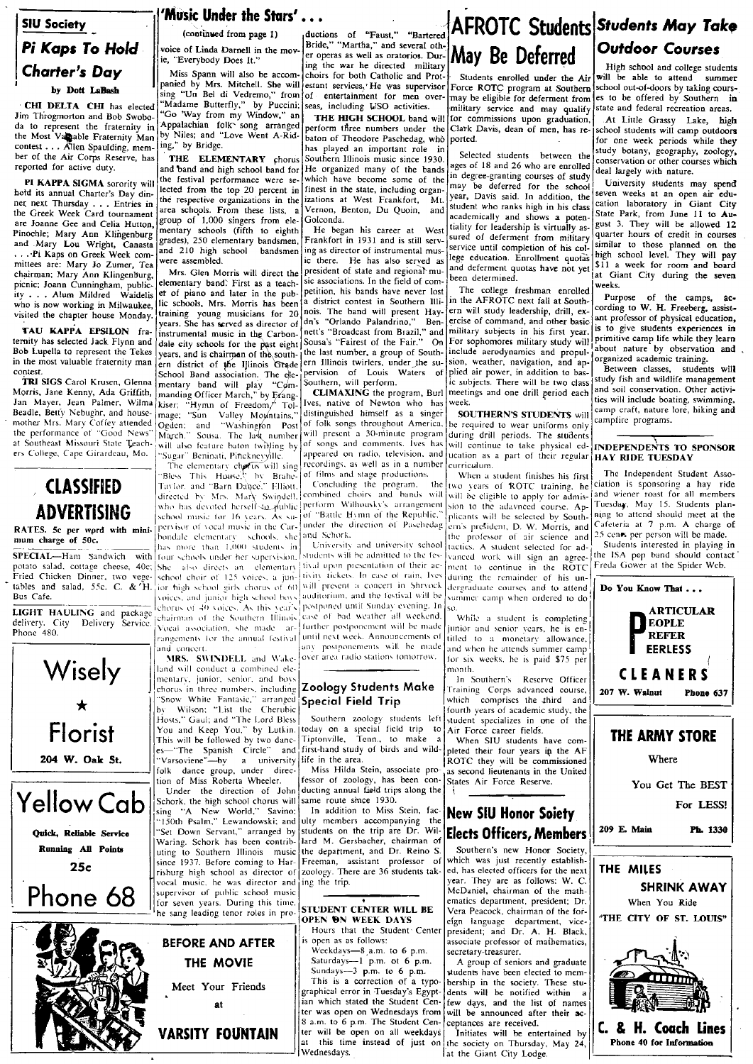## SIU Society

# Pi Kaps To Hold Charter's Day

by Dott LaBash

**CHI DELTA CHI** has elected Jim Throgmorton and Bob Swoboda to represent the fraternity in the Most Valuable Fraternity Man contest . . . Allen Spaulding, member of the Air Corps Reserve, has reported for active duty.

**PI KAPPA SIGMA** sorority will hold its annual Charter's Day dinner next Thursday . . . Entries in the Greek Week Card tournament are Joanne Gee and Celia Hutton, Pinochle; Mary Ann Klingenburg and Mary Lou Wright, Canasta . . . Pi Kaps on Greek Week committees are: Mary Jo Zumer, Tea chairman; Mary Ann Klingenburg, picnic; Joann Cunningham, publicity . . . Alum Mildred Waidelis who is now working in Milwaukee, visited the chapter house Monday.

**TAU KAPPA EPSILON** fraternity has selected Jack Flynn and Bob Lupella to represent the Tekes in the most valuable fraternity man contest.

**TRI SIGS** Carol Krusen, Glenna Morris, Jane Kenny, Ada Griffith, Jan Mayer, Jean Palmer, Wilma Beadle, Betty Nebughr, and housemother Mrs. Mary Coffey attended the performance of "Good News" at Southeast Missouri State Teachers College, Cape Girardeau, Mo.

# CLASSIFIED ADVERTISING

RATES. 5c per word with minimum charge of 50c.

**SPECIAL**—Ham Sandwich with potato salad, cottage cheese, 40c; Fried Chicken Dinner, two vegetables and salad, 55c. C. & H. Bus Cafe.

**LIGHT HAULING** and package delivery. City Delivery Service. Phone 480.

**Wisely Florist**

204 W. Oak St.

**Yellow Cab**

Quick, Reliable Service

Running All Points

25c

Phone 68

# 'Music Under the Stars' . . .

(continued from page 1)

voice of Linda Darnell in the movie, "Everybody Does It."

Miss Spann will also be accompanied by Mrs. Mitchell. She will sing "Un Bel di Vedremo," from "Madame Butterfly," by Puccini; "Go 'Way from my Window," an Appalachian folk song arranged by Niles; and "Love Went A-Riding," by Bridge.

**THE ELEMENTARY** chorus and band and high school band for the festival performance were selected from the top 20 percent in the respective organizations in the area schools. From these lists, a group of 1,000 singers from elementary schools (fifth to eighth grades), 250 elementary bandsmen, and 210 high school bandsmen were assembled.

Mrs. Glen Morris will direct the elementary band. First as a teacher of piano and later in the public schools, Mrs. Morris has been training young musicians for 20 years. She has served as director of instrumental music in the Carbondale city schools for the past eight years, and is chairman of the southern district of the Illinois Grade School Band association. The elementary band will play "Commanding Officer March," by Frangkiser; "Hymn of Freedom," Tolmage; "Sun Valley Mountains," Ogden; and "Washington Post March," Sousa. The last number will also feature baton twirling by "Sugar" Beninati, Pinckneyville.

The elementary chorus will sing "Bless This House," by Brahe-Taylor and "Barn Dance," Elliott, directed by Mrs. Mary Swindell, who has devoted herself to public school music for 16 years. As supervisor of vocal music in the Carbondale elementary schools, she has more than 1,000 students in four schools under her supervision. She also directs an elementary school choir of 125 voices, a junior high school girls chorus of 60 voices, and junior high school boys chorus of 40 voices. As this year's chairman of the Southern Illinois Vocal association, she made arrangements for the annual festival and concert.

**MRS. SWINDELL** and Wakeland will conduct a combined elementary, junior, senior, and boys chorus in three numbers, including "Snow White Fantasie," arranged by Wilson; "List the Cherubic Hosts," Gaul; and "The Lord Bless You and Keep You," by Lutkin. This will be followed by two dances—"The Spanish Circle" and "Varsoviene"—by a university folk dance group, under direction of Miss Roberta Wheeler.

Under the direction of John Schork, the high school chorus will sing "A New World," Savino; "150th Psalm," Lewandowski; and "Set Down Servant," arranged by Waring. Schork has been contributing to Southern Illinois music since 1937. Before coming to Harrisburg high school as director of vocal music, he was director and supervisor of public school music for seven years. During this time, he sang leading tenor roles in productions of "Faust," "Bartered Bride," "Martha," and several other operas as well as oratorios. During the war he directed military choirs for both Catholic and Protestant services. He was supervisor of entertainment for men overseas, including USO activities.

**THE HIGH SCHOOL** band will perform three numbers under the baton of Theodore Paschedag, who has played an important role in Southern Illinois music since 1930. He organized many of the bands which have become some of the finest in the state, including organizations at West Frankfort, Mt. Vernon, Benton, Du Quoin, and Golconda.

He began his career at West Frankfort in 1931 and is still serving as director of instrumental music there. He has also served as president of state and regional music associations. In the field of competition, his bands have never lost a district contest in Southern Illinois. The band will present Haydn's "Orlando Palandrino," Bennett's "Broadcast from Brazil," and Sousa's "Fairest of the Fair." On the last number, a group of Southern Illinois twirlers, under the supervision of Louis Waters of Southern, will perform.

**CLIMAXING** the program, Burl Ives, native of Newton who has distinguished himself as a singer of folk songs throughout America, will present a 30-minute program of songs and comments. Ives has appeared on radio, television, and recordings, as well as in a number of films and stage productions.

Concluding the program, the combined choirs and bands will perform Wilhousky's arrangement of "Battle Hymn of the Republic," under the direction of Paschedag and Schork.

University and university school students will be admitted to the festival upon presentation of their activity tickets. In case of rain, Ives will present a concert in Shryock auditorium, and the festival will be postponed until Sunday evening. In case of bad weather all weekend, further postponement will be made until next week. Announcements of any postponements will be made over area radio stations tomorrow.

## Zoology Students Make Special Field Trip

Southern zoology students left today on a special field trip to Tiptonville, Tenn., to make a first-hand study of birds and wildlife in the area.

Miss Hilda Stein, associate professor of zoology, has been conducting annual field trips along the same route since 1930.

In addition to Miss Stein, faculty members accompanying the students on the trip are Dr. Willard M. Gersbacher, chairman of the department, and Dr. Reino S. Freeman, assistant professor of zoology. There are 36 students taking the trip.

**STUDENT CENTER WILL BE OPEN ON WEEK DAYS**

Hours that the Student Center is open as follows:

Weekdays—8 a.m. to 6 p.m.
Saturdays—1 p.m. to 6 p.m.
Sundays—3 p.m. to 6 p.m.

This is a correction of a typographical error in Tuesday's Egyptian which stated the Student Center was open on Wednesdays from 8 a.m. to 6 p.m. The Student Center will be open on all weekdays at this time instead of just on Wednesdays.

**BEFORE AND AFTER THE MOVIE**

Meet Your Friends at

**VARSITY FOUNTAIN**

# AFROTC Students May Be Deferred

Students enrolled under the Air Force ROTC program at Southern may be eligible for deferment from military service and may qualify for commissions upon graduation, Clark Davis, dean of men, has reported.

Selected students between the ages of 18 and 26 who are enrolled in degree-granting courses of study may be deferred for the school year, Davis said. In addition, the student who ranks high in his class academically and shows a potentiality for leadership is virtually assured of deferment from military service until completion of his college education. Enrollment quotas and deferment quotas have not yet been determined.

The college freshman enrolled in the AFROTC next fall at Southern will study leadership, drill, exercise of command, and other basic military subjects in his first year. For sophomores military study will include aerodynamics and propulsion, weather, navigation, and applied air power, in addition to basic subjects. There will be two class meetings and one drill period each week.

**SOUTHERN'S STUDENTS** will be required to wear uniforms only during drill periods. The students will continue to take physical education as a part of their regular curriculum.

When a student finishes his first two years of ROTC training, he will be eligible to apply for admission to the advanced course. Applicants will be selected by Southern's president, D. W. Morris, and the professor of air science and tactics. A student selected for advanced work will sign an agreement to continue in the ROTC during the remainder of his undergraduate courses and to attend summer camp when ordered to do so.

While a student is completing junior and senior years, he is entitled to a monetary allowance, and when he attends summer camp for six weeks, he is paid $75 per month.

In Southern's Reserve Officer Training Corps advanced course, which comprises the third and fourth years of academic study, the student specializes in one of the Air Force career fields.

When SIU students have completed their four years in the AFROTC they will be commissioned as second lieutenants in the United States Air Force Reserve.

## New SIU Honor Soiety Elects Officers, Members

Southern's new Honor Society, which was just recently established, has elected officers for the next year. They are as follows: W. C. McDaniel, chairman of the mathematics department, president; Dr. Vera Peacock, chairman of the foreign language department, vice-president; and Dr. A. H. Black, associate professor of mathematics, secretary-treasurer.

A group of seniors and graduate students have been elected to membership in the society. These students will be notified within a few days, and the list of names will be announced after their acceptances are received.

Initiates will be entertained by the society on Thursday, May 24, at the Giant City Lodge.

# Students May Take Outdoor Courses

High school and college students will be able to attend summer school out-of-doors by taking courses to be offered by Southern in state and federal recreation areas.

At Little Grassy Lake, high school students will camp outdoors for one week periods while they study botany, geography, zoology, conservation or other courses which deal largely with nature.

University students may spend seven weeks at an open air education laboratory in Giant City State Park, from June 11 to August 3. They will be allowed 12 quarter hours of credit in courses similar to those planned on the high school level. They will pay $11 a week for room and board at Giant City during the seven weeks.

Purpose of the camps, according to W. H. Freeberg, assistant professor of physical education, is to give students experiences in primitive camp life while they learn about nature by observation and organized academic training.

Between classes, students will study fish and wildlife management and soil conservation. Other activities will include boating, swimming, camp craft, nature lore, hiking and campfire programs.

**INDEPENDENTS TO SPONSOR HAY RIDE TUESDAY**

The Independent Student Association is sponsoring a hay ride and wiener roast for all members Tuesday, May 15. Students planning to attend should meet at the Cafeteria at 7 p.m. A charge of 25 cents per person will be made.

Students interested in playing in the ISA pep band should contact Freda Gower at the Spider Web.

**Do You Know That . . .**

**P**ARTICULAR **P**EOPLE **R**EFER **P**EERLESS

**CLEANERS**

207 W. Walnut Phone 637

**THE ARMY STORE**

Where

You Get The BEST For LESS!

209 E. Main Ph. 1330

**THE MILES SHRINK AWAY**

When You Ride

"THE CITY OF ST. LOUIS"

**C. & H. Coach Lines**

Phone 40 for Information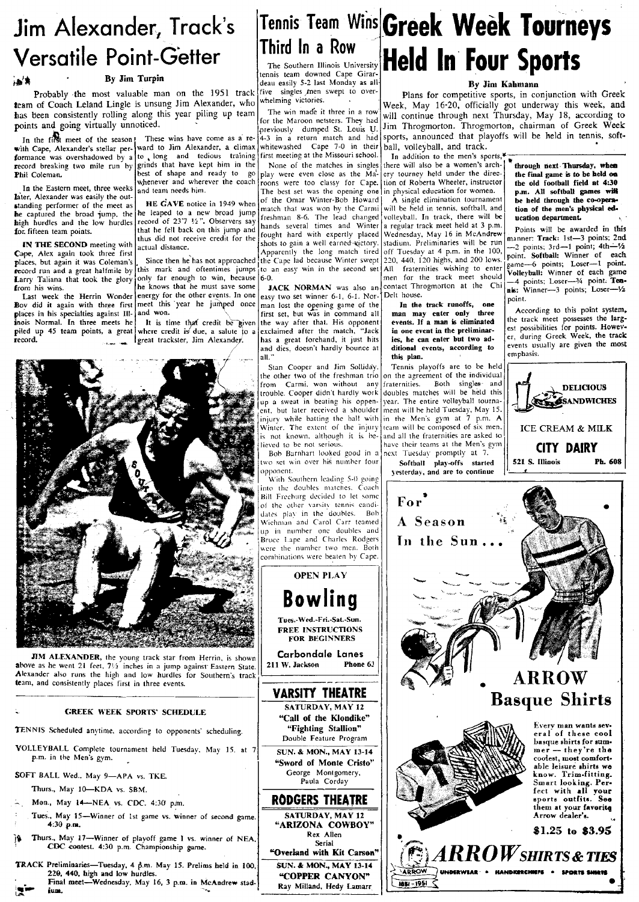# Jim Alexander, Track's Versatile Point-Getter

By Jim Turpin

Probably the most valuable man on the 1951 track team of Coach Leland Lingle is unsung Jim Alexander, who has been consistently rolling along this year piling up team points and going virtually unnoticed.

In the first meet of the season with Cape, Alexander's stellar performance was overshadowed by a record breaking two mile run by Phil Coleman.

In the Eastern meet, three weeks later, Alexander was easily the outstanding performer of the meet as he captured the broad jump, the high hurdles and the low hurdles for fifteen team points.

**IN THE SECOND** meeting with Cape, Alex again took three first places, but again it was Coleman's record run and a great halfmile by Larry Taliana that took the glory from his wins.

Last week the Herrin Wonder Boy did it again with three first places in his specialties against Illinois Normal. In three meets he piled up 45 team points, a great record.

These wins have come as a reward to Jim Alexander, a climax to long and tedious training grinds that have kept him in the best of shape and ready to go whenever and wherever the coach and team needs him.

**HE GAVE** notice in 1949 when he leaped to a new broad jump record of 23'7 ½". Observers say that he fell back on this jump and thus did not receive credit for the actual distance.

Since then he has not approached this mark and oftentimes jumps only far enough to win, because he knows that he must save some energy for the other events. In one meet this year he jumped once and won.

It is time that credit be given where credit is due, a salute to a great trackster, Jim Alexander.

**JIM ALEXANDER**, the young track star from Herrin, is shown above as he went 21 feet, 7½ inches in a jump against Eastern State. Alexander also runs the high and low hurdles for Southern's track team, and consistently places first in three events.

## GREEK WEEK SPORTS' SCHEDULE

TENNIS Scheduled anytime, according to opponents' scheduling.

VOLLEYBALL Complete tournament held Tuesday, May 15, at 7 p.m. in the Men's gym.

SOFT BALL Wed., May 9—APA vs. TKE.

Thurs., May 10—KDA vs. SBM.

Mon., May 14—NEA vs. CDC. 4:30 p.m.

Tues., May 15—Winner of 1st game vs. winner of second game. 4:30 p.m.

Thurs., May 17—Winner of playoff game 1 vs. winner of NEA, CDC contest. 4:30 p.m. Championship game.

TRACK Preliminaries—Tuesday, 4 p.m. May 15. Prelims held in 100, 220, 440, high and low hurdles.

Final meet—Wednesday, May 16, 3 p.m. in McAndrew stadium.

# Tennis Team Wins Third In a Row

The Southern Illinois University tennis team downed Cape Girardeau easily 5-2 last Monday as all five singles men swept to overwhelming victories.

The win made it three in a row for the Maroon netsters. They had previously dumped St. Louis U. 4-3 in a return match and had whitewashed Cape 7-0 in their first meeting at the Missouri school.

None of the matches in singles play were even close as the Maroons were too classy for Cape. The best set was the opening one of the Omar Winter-Bob Howard match that was won by the Carmi freshman 8-6. The lead changed hands several times and Winter fought hard with expertly placed shots to gain a well earned victory. Apparently the long match tired the Cape lad because Winter swept to an easy win in the second set 6-0.

**JACK NORMAN** was also an easy two set winner 6-1, 6-1. Norman lost the opening game of the first set, but was in command all the way after that. His opponent exclaimed after the match, "Jack has a great forehand, it just hits and dies, doesn't hardly bounce at all."

Stan Cooper and Jim Solliday, the other two of the freshman trio from Carmi, won without any trouble. Cooper didn't hardly work up a sweat in beating his opponent, but later received a shoulder injury while batting the ball with Winter. The extent of the injury is not known, although it is believed to be not serious.

Bob Burnhart looked good in a two set win over his number four opponent.

With Southern leading 5-0 going into the doubles matches, Coach Bill Freeburg decided to let some of the other varsity tennis candidates play in the doubles. Bob Wichman and Carol Carr teamed up in number one doubles and Bruce Lape and Charles Rodgers were the number two men. Both combinations were beaten by Cape.

OPEN PLAY
**Bowling**
Tues.-Wed.-Fri.-Sat.-Sun.
FREE INSTRUCTIONS FOR BEGINNERS
Carbondale Lanes
211 W. Jackson Phone 63

**VARSITY THEATRE**
SATURDAY, MAY 12
"Call of the Klondike"
"Fighting Stallion"
Double Feature Program
SUN. & MON., MAY 13-14
"Sword of Monte Cristo"
George Montgomery, Paula Corday

**RODGERS THEATRE**
SATURDAY, MAY 12
"ARIZONA COWBOY"
Rex Allen
Serial
"Overland with Kit Carson"
SUN. & MON., MAY 13-14
"COPPER CANYON"
Ray Milland, Hedy Lamarr

# Greek Week Tourneys Held In Four Sports

By Jim Kahmann

Plans for competitive sports, in conjunction with Greek Week, May 16-20, officially got underway this week, and will continue through next Thursday, May 18, according to Jim Throgmorton. Throgmorton, chairman of Greek Week sports, announced that playoffs will be held in tennis, softball, volleyball, and track.

In addition to the men's sports, there will also be a women's archery tourney held under the direction of Roberta Wheeler, instructor in physical education for women.

A single elimination tournament will be held in tennis, softball, and volleyball. In track, there will be a regular track meet held at 3 p.m. Wednesday, May 16 in McAndrew stadium. Preliminaries will be run off Tuesday at 4 p.m. in the 100, 220, 440, 120 highs, and 200 lows. All fraternities wishing to enter men for the track meet should contact Throgmorton at the Chi Delt house.

**In the track runoffs, one man may enter only three events. If a man is eliminated in one event in the preliminaries, he can enter but two additional events, according to this plan.**

Tennis playoffs are to be held on the agreement of the individual fraternities. Both singles and doubles matches will be held this year. The entire volleyball tournament will be held Tuesday, May 15, in the Men's gym at 7 p.m. A team will be composed of six men, and all the fraternities are asked to have their teams at the Men's gym next Tuesday promptly at 7.

Softball play-offs started yesterday, and are to continue **through next Thursday, when the final game is to be held on the old football field at 4:30 p.m. All softball games will be held through the co-operation of the men's physical education department.**

Points will be awarded in this manner: **Track:** 1st—3 points; 2nd—2 points; 3rd—1 point; 4th—½ point. **Softball:** Winner of each game—6 points; Loser—1 point. **Volleyball:** Winner of each game—4 points; Loser—¾ point. **Tennis:** Winner—3 points; Loser—½ point.

According to this point system, the track meet possesses the largest possibilities for points. However, during Greek Week, the track events usually are given the most emphasis.

DELICIOUS SANDWICHES
ICE CREAM & MILK
**CITY DAIRY**
521 S. Illinois Ph. 608

For A Season In the Sun...

**ARROW Basque Shirts**

Every man wants several of these cool basque shirts for summer — they're the coolest, most comfortable leisure shirts we know. Trim-fitting. Smart looking. Perfect with all your sports outfits. See them at your favorite Arrow dealer's.

**$1.25 to $3.95**

**ARROW SHIRTS & TIES**
UNDERWEAR • HANDKERCHIEFS • SPORTS SHIRTS
1851-1951